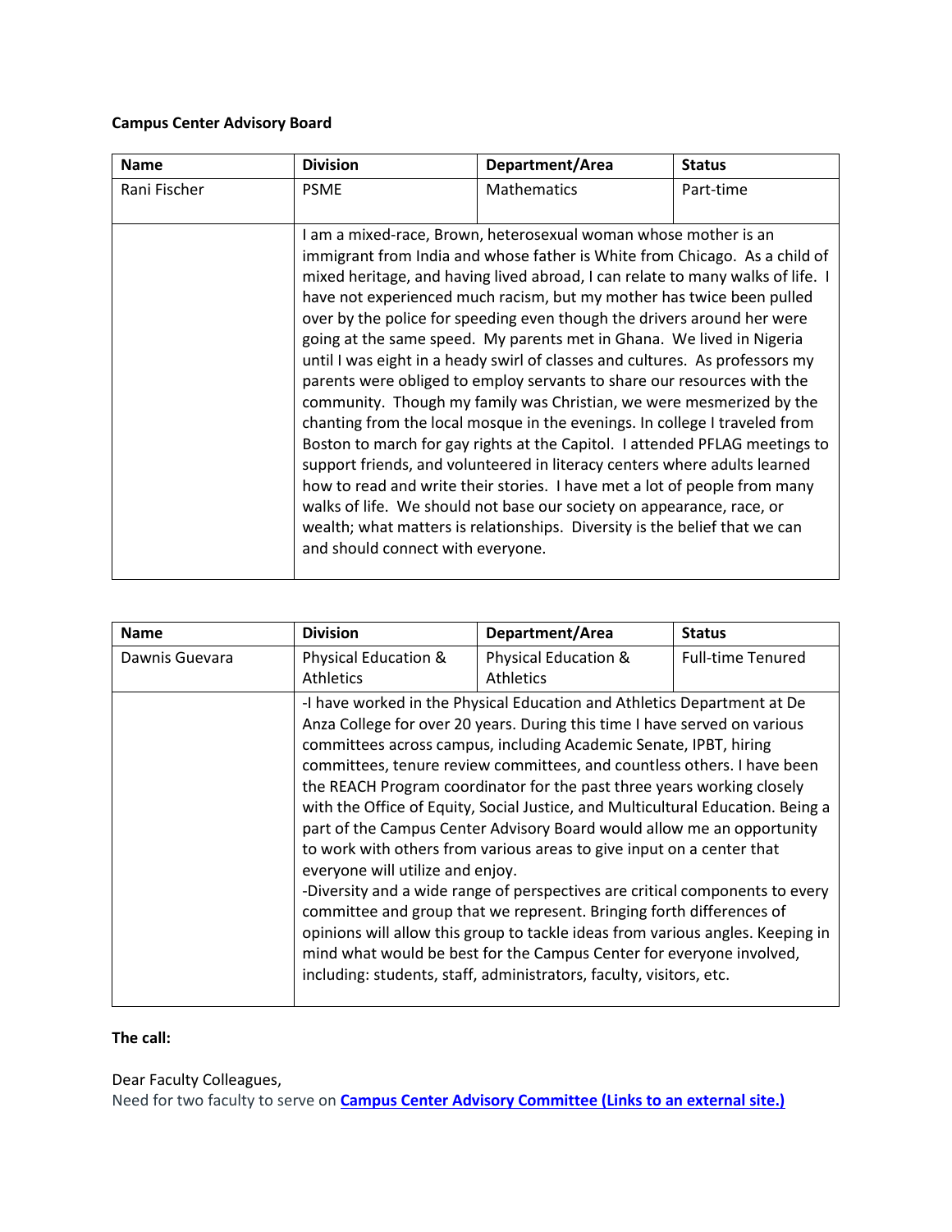**Campus Center Advisory Board**

| Name | Division | Department/Area | Status |
|---|---|---|---|
| Rani Fischer | PSME | Mathematics | Part-time |
| | I am a mixed-race, Brown, heterosexual woman whose mother is an immigrant from India and whose father is White from Chicago. As a child of mixed heritage, and having lived abroad, I can relate to many walks of life. I have not experienced much racism, but my mother has twice been pulled over by the police for speeding even though the drivers around her were going at the same speed. My parents met in Ghana. We lived in Nigeria until I was eight in a heady swirl of classes and cultures. As professors my parents were obliged to employ servants to share our resources with the community. Though my family was Christian, we were mesmerized by the chanting from the local mosque in the evenings. In college I traveled from Boston to march for gay rights at the Capitol. I attended PFLAG meetings to support friends, and volunteered in literacy centers where adults learned how to read and write their stories. I have met a lot of people from many walks of life. We should not base our society on appearance, race, or wealth; what matters is relationships. Diversity is the belief that we can and should connect with everyone. | | |

| Name | Division | Department/Area | Status |
|---|---|---|---|
| Dawnis Guevara | Physical Education & Athletics | Physical Education & Athletics | Full-time Tenured |
| | -I have worked in the Physical Education and Athletics Department at De Anza College for over 20 years. During this time I have served on various committees across campus, including Academic Senate, IPBT, hiring committees, tenure review committees, and countless others. I have been the REACH Program coordinator for the past three years working closely with the Office of Equity, Social Justice, and Multicultural Education. Being a part of the Campus Center Advisory Board would allow me an opportunity to work with others from various areas to give input on a center that everyone will utilize and enjoy.<br>-Diversity and a wide range of perspectives are critical components to every committee and group that we represent. Bringing forth differences of opinions will allow this group to tackle ideas from various angles. Keeping in mind what would be best for the Campus Center for everyone involved, including: students, staff, administrators, faculty, visitors, etc. | | |

**The call:**

Dear Faculty Colleagues,
Need for two faculty to serve on **Campus Center Advisory Committee (Links to an external site.)**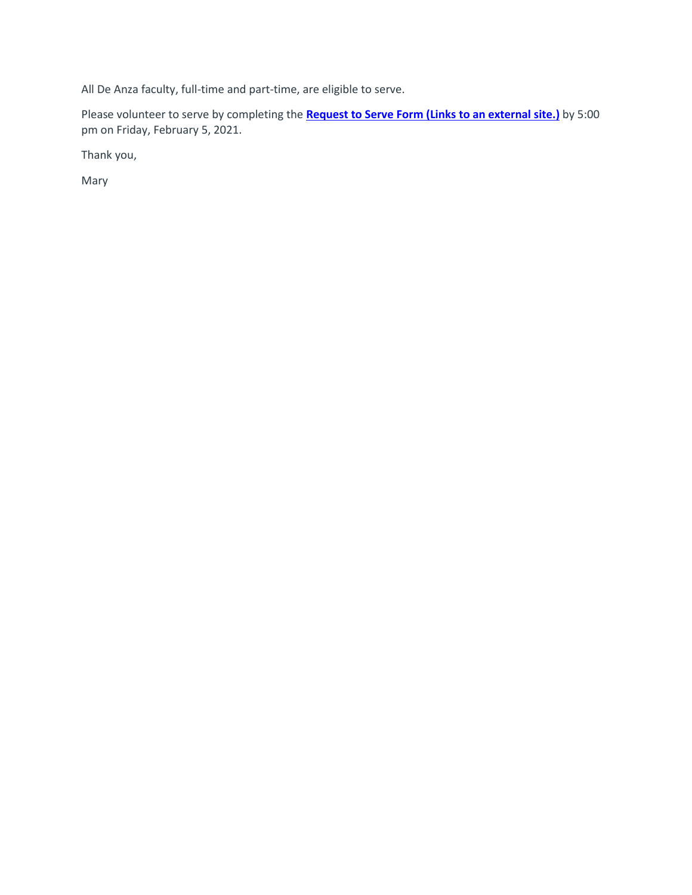All De Anza faculty, full-time and part-time, are eligible to serve.

Please volunteer to serve by completing the **Request to Serve Form (Links to an external site.)** by 5:00 pm on Friday, February 5, 2021.

Thank you,

Mary